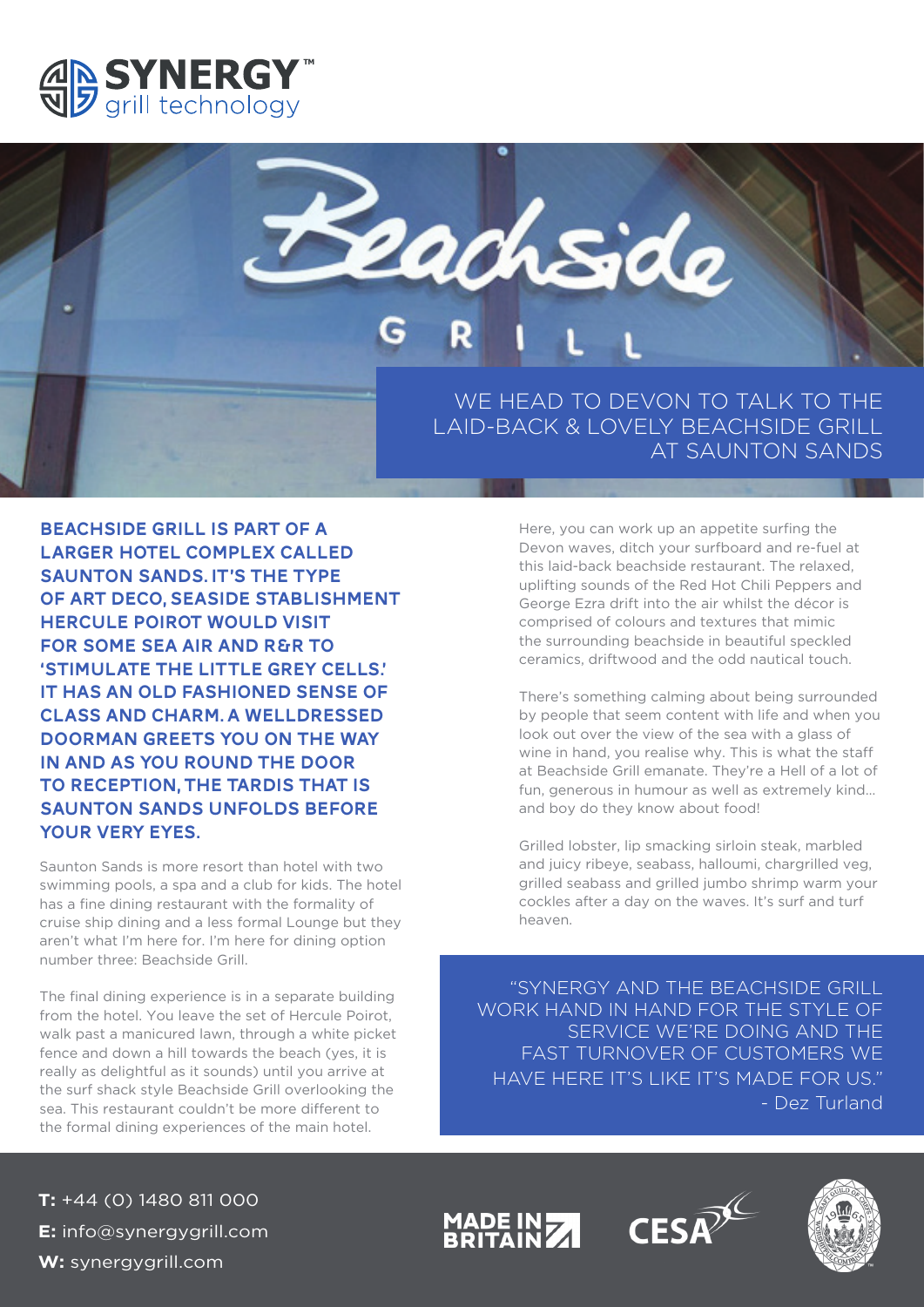# SYNERGY™ grill technology

Beachside GRILL

## WE HEAD TO DEVON TO TALK TO THE LAID-BACK & LOVELY BEACHSIDE GRILL AT SAUNTON SANDS

**BEACHSIDE GRILL IS PART OF A LARGER HOTEL COMPLEX CALLED SAUNTON SANDS. IT'S THE TYPE OF ART DECO, SEASIDE STABLISHMENT HERCULE POIROT WOULD VISIT FOR SOME SEA AIR AND R&R TO 'STIMULATE THE LITTLE GREY CELLS.' IT HAS AN OLD FASHIONED SENSE OF CLASS AND CHARM. A WELLDRESSED DOORMAN GREETS YOU ON THE WAY IN AND AS YOU ROUND THE DOOR TO RECEPTION, THE TARDIS THAT IS SAUNTON SANDS UNFOLDS BEFORE YOUR VERY EYES.**

Saunton Sands is more resort than hotel with two swimming pools, a spa and a club for kids. The hotel has a fine dining restaurant with the formality of cruise ship dining and a less formal Lounge but they aren't what I'm here for. I'm here for dining option number three: Beachside Grill.

The final dining experience is in a separate building from the hotel. You leave the set of Hercule Poirot, walk past a manicured lawn, through a white picket fence and down a hill towards the beach (yes, it is really as delightful as it sounds) until you arrive at the surf shack style Beachside Grill overlooking the sea. This restaurant couldn't be more different to the formal dining experiences of the main hotel.

Here, you can work up an appetite surfing the Devon waves, ditch your surfboard and re-fuel at this laid-back beachside restaurant. The relaxed, uplifting sounds of the Red Hot Chili Peppers and George Ezra drift into the air whilst the décor is comprised of colours and textures that mimic the surrounding beachside in beautiful speckled ceramics, driftwood and the odd nautical touch.

There's something calming about being surrounded by people that seem content with life and when you look out over the view of the sea with a glass of wine in hand, you realise why. This is what the staff at Beachside Grill emanate. They're a Hell of a lot of fun, generous in humour as well as extremely kind... and boy do they know about food!

Grilled lobster, lip smacking sirloin steak, marbled and juicy ribeye, seabass, halloumi, chargrilled veg, grilled seabass and grilled jumbo shrimp warm your cockles after a day on the waves. It's surf and turf heaven.

> "SYNERGY AND THE BEACHSIDE GRILL WORK HAND IN HAND FOR THE STYLE OF SERVICE WE'RE DOING AND THE FAST TURNOVER OF CUSTOMERS WE HAVE HERE IT'S LIKE IT'S MADE FOR US."
> - Dez Turland

**T:** +44 (0) 1480 811 000
**E:** info@synergygrill.com
**W:** synergygrill.com

MADE IN BRITAIN  CESA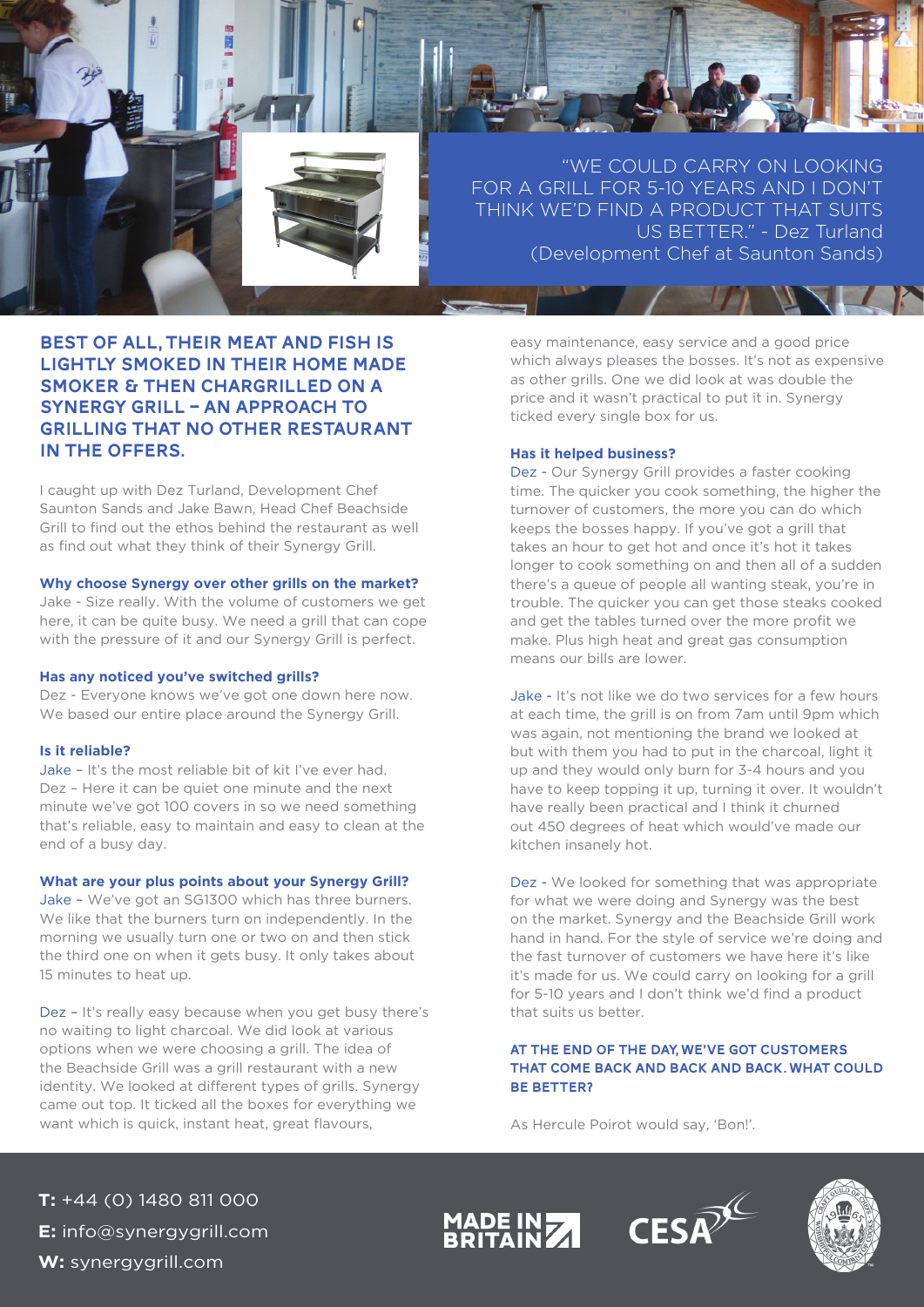"WE COULD CARRY ON LOOKING FOR A GRILL FOR 5-10 YEARS AND I DON'T THINK WE'D FIND A PRODUCT THAT SUITS US BETTER." - Dez Turland (Development Chef at Saunton Sands)

## BEST OF ALL, THEIR MEAT AND FISH IS LIGHTLY SMOKED IN THEIR HOME MADE SMOKER & THEN CHARGRILLED ON A SYNERGY GRILL – AN APPROACH TO GRILLING THAT NO OTHER RESTAURANT IN THE OFFERS.

I caught up with Dez Turland, Development Chef Saunton Sands and Jake Bawn, Head Chef Beachside Grill to find out the ethos behind the restaurant as well as find out what they think of their Synergy Grill.

**Why choose Synergy over other grills on the market?**

Jake - Size really. With the volume of customers we get here, it can be quite busy. We need a grill that can cope with the pressure of it and our Synergy Grill is perfect.

**Has any noticed you've switched grills?**

Dez - Everyone knows we've got one down here now. We based our entire place around the Synergy Grill.

**Is it reliable?**

Jake – It's the most reliable bit of kit I've ever had.
Dez - Here it can be quiet one minute and the next minute we've got 100 covers in so we need something that's reliable, easy to maintain and easy to clean at the end of a busy day.

**What are your plus points about your Synergy Grill?**

Jake – We've got an SG1300 which has three burners. We like that the burners turn on independently. In the morning we usually turn one or two on and then stick the third one on when it gets busy. It only takes about 15 minutes to heat up.

Dez – It's really easy because when you get busy there's no waiting to light charcoal. We did look at various options when we were choosing a grill. The idea of the Beachside Grill was a grill restaurant with a new identity. We looked at different types of grills. Synergy came out top. It ticked all the boxes for everything we want which is quick, instant heat, great flavours, easy maintenance, easy service and a good price which always pleases the bosses. It's not as expensive as other grills. One we did look at was double the price and it wasn't practical to put it in. Synergy ticked every single box for us.

**Has it helped business?**

Dez - Our Synergy Grill provides a faster cooking time. The quicker you cook something, the higher the turnover of customers, the more you can do which keeps the bosses happy. If you've got a grill that takes an hour to get hot and once it's hot it takes longer to cook something on and then all of a sudden there's a queue of people all wanting steak, you're in trouble. The quicker you can get those steaks cooked and get the tables turned over the more profit we make. Plus high heat and great gas consumption means our bills are lower.

Jake - It's not like we do two services for a few hours at each time, the grill is on from 7am until 9pm which was again, not mentioning the brand we looked at but with them you had to put in the charcoal, light it up and they would only burn for 3-4 hours and you have to keep topping it up, turning it over. It wouldn't have really been practical and I think it churned out 450 degrees of heat which would've made our kitchen insanely hot.

Dez - We looked for something that was appropriate for what we were doing and Synergy was the best on the market. Synergy and the Beachside Grill work hand in hand. For the style of service we're doing and the fast turnover of customers we have here it's like it's made for us. We could carry on looking for a grill for 5-10 years and I don't think we'd find a product that suits us better.

**AT THE END OF THE DAY, WE'VE GOT CUSTOMERS THAT COME BACK AND BACK AND BACK. WHAT COULD BE BETTER?**

As Hercule Poirot would say, 'Bon!'.

**T:** +44 (0) 1480 811 000
**E:** info@synergygrill.com
**W:** synergygrill.com